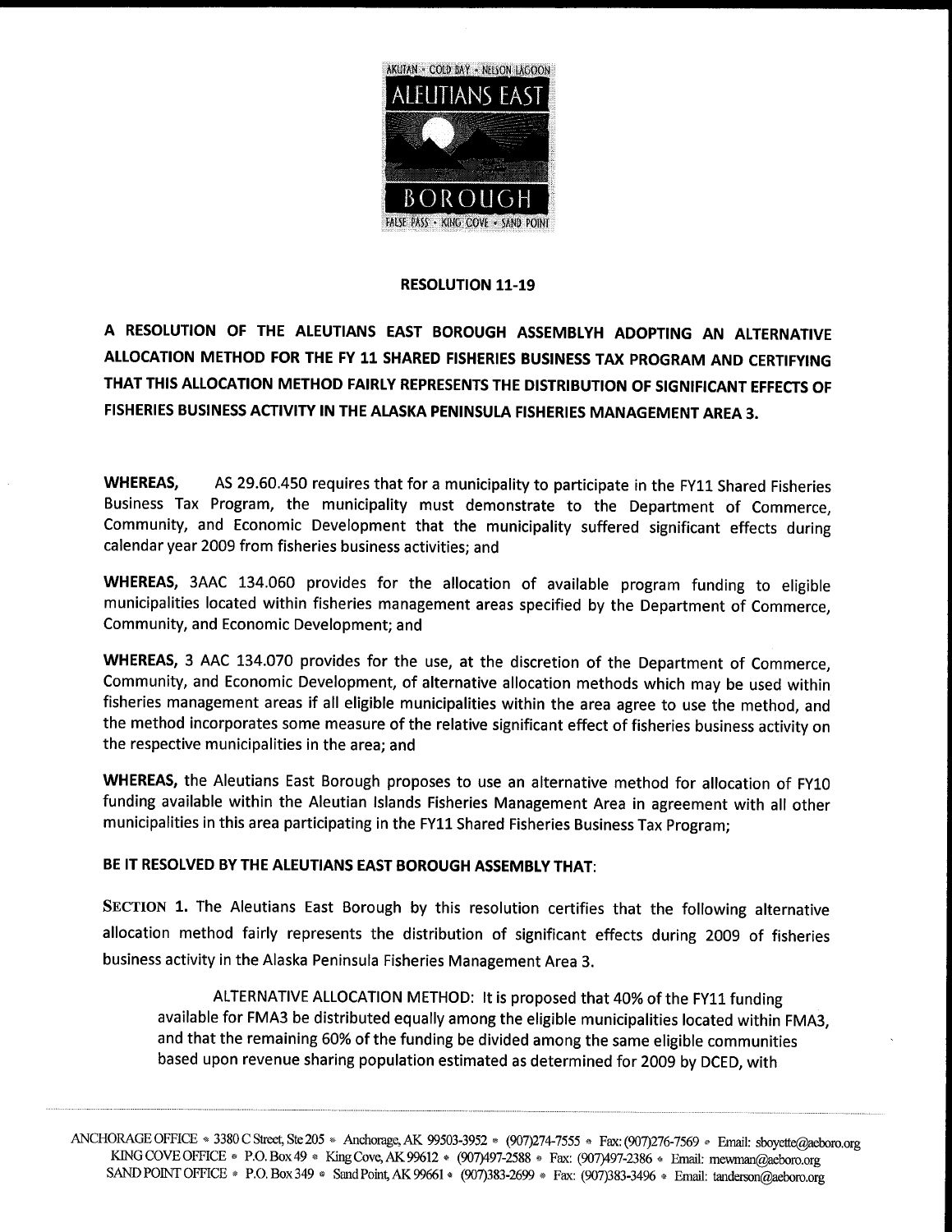AKUTAN • COLD BAY • NELSON LAGOON

ALEUTIANS EAST

BOROUGH

FALSE PASS • KING COVE • SAND POINT

## RESOLUTION 11-19

### A RESOLUTION OF THE ALEUTIANS EAST BOROUGH ASSEMBLYH ADOPTING AN ALTERNATIVE ALLOCATION METHOD FOR THE FY 11 SHARED FISHERIES BUSINESS TAX PROGRAM AND CERTIFYING THAT THIS ALLOCATION METHOD FAIRLY REPRESENTS THE DISTRIBUTION OF SIGNIFICANT EFFECTS OF FISHERIES BUSINESS ACTIVITY IN THE ALASKA PENINSULA FISHERIES MANAGEMENT AREA 3.

**WHEREAS,** AS 29.60.450 requires that for a municipality to participate in the FY11 Shared Fisheries Business Tax Program, the municipality must demonstrate to the Department of Commerce, Community, and Economic Development that the municipality suffered significant effects during calendar year 2009 from fisheries business activities; and

**WHEREAS,** 3AAC 134.060 provides for the allocation of available program funding to eligible municipalities located within fisheries management areas specified by the Department of Commerce, Community, and Economic Development; and

**WHEREAS,** 3 AAC 134.070 provides for the use, at the discretion of the Department of Commerce, Community, and Economic Development, of alternative allocation methods which may be used within fisheries management areas if all eligible municipalities within the area agree to use the method, and the method incorporates some measure of the relative significant effect of fisheries business activity on the respective municipalities in the area; and

**WHEREAS,** the Aleutians East Borough proposes to use an alternative method for allocation of FY10 funding available within the Aleutian Islands Fisheries Management Area in agreement with all other municipalities in this area participating in the FY11 Shared Fisheries Business Tax Program;

**BE IT RESOLVED BY THE ALEUTIANS EAST BOROUGH ASSEMBLY THAT:**

**SECTION 1.** The Aleutians East Borough by this resolution certifies that the following alternative allocation method fairly represents the distribution of significant effects during 2009 of fisheries business activity in the Alaska Peninsula Fisheries Management Area 3.

> ALTERNATIVE ALLOCATION METHOD: It is proposed that 40% of the FY11 funding available for FMA3 be distributed equally among the eligible municipalities located within FMA3, and that the remaining 60% of the funding be divided among the same eligible communities based upon revenue sharing population estimated as determined for 2009 by DCED, with

ANCHORAGE OFFICE • 3380 C Street, Ste 205 • Anchorage, AK 99503-3952 • (907)274-7555 • Fax: (907)276-7569 • Email: sboyette@aeboro.org
KING COVE OFFICE • P.O. Box 49 • King Cove, AK 99612 • (907)497-2588 • Fax: (907)497-2386 • Email: mewman@aeboro.org
SAND POINT OFFICE • P.O. Box 349 • Sand Point, AK 99661 • (907)383-2699 • Fax: (907)383-3496 • Email: tanderson@aeboro.org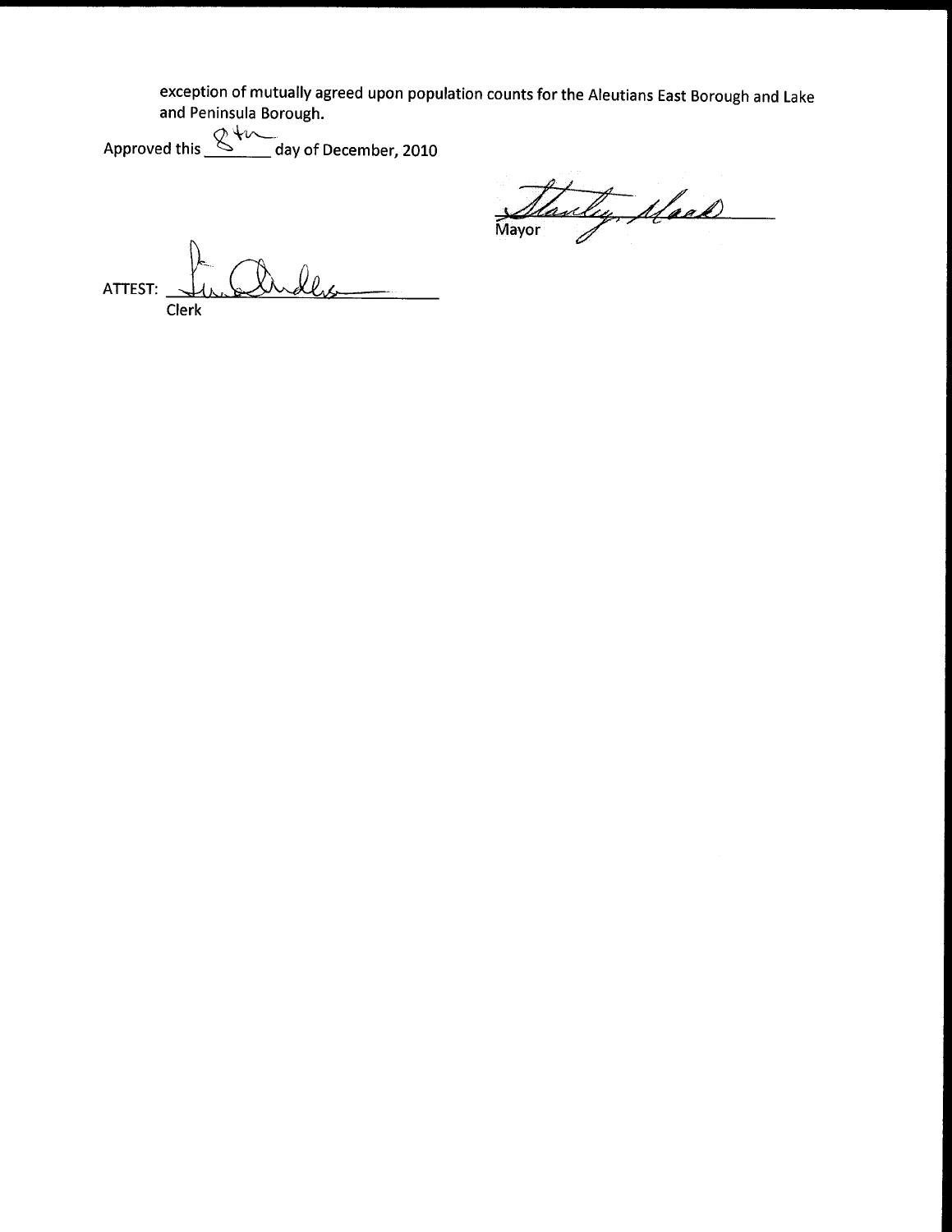exception of mutually agreed upon population counts for the Aleutians East Borough and Lake and Peninsula Borough.

Approved this 8th day of December, 2010

Mayor

ATTEST:

Clerk